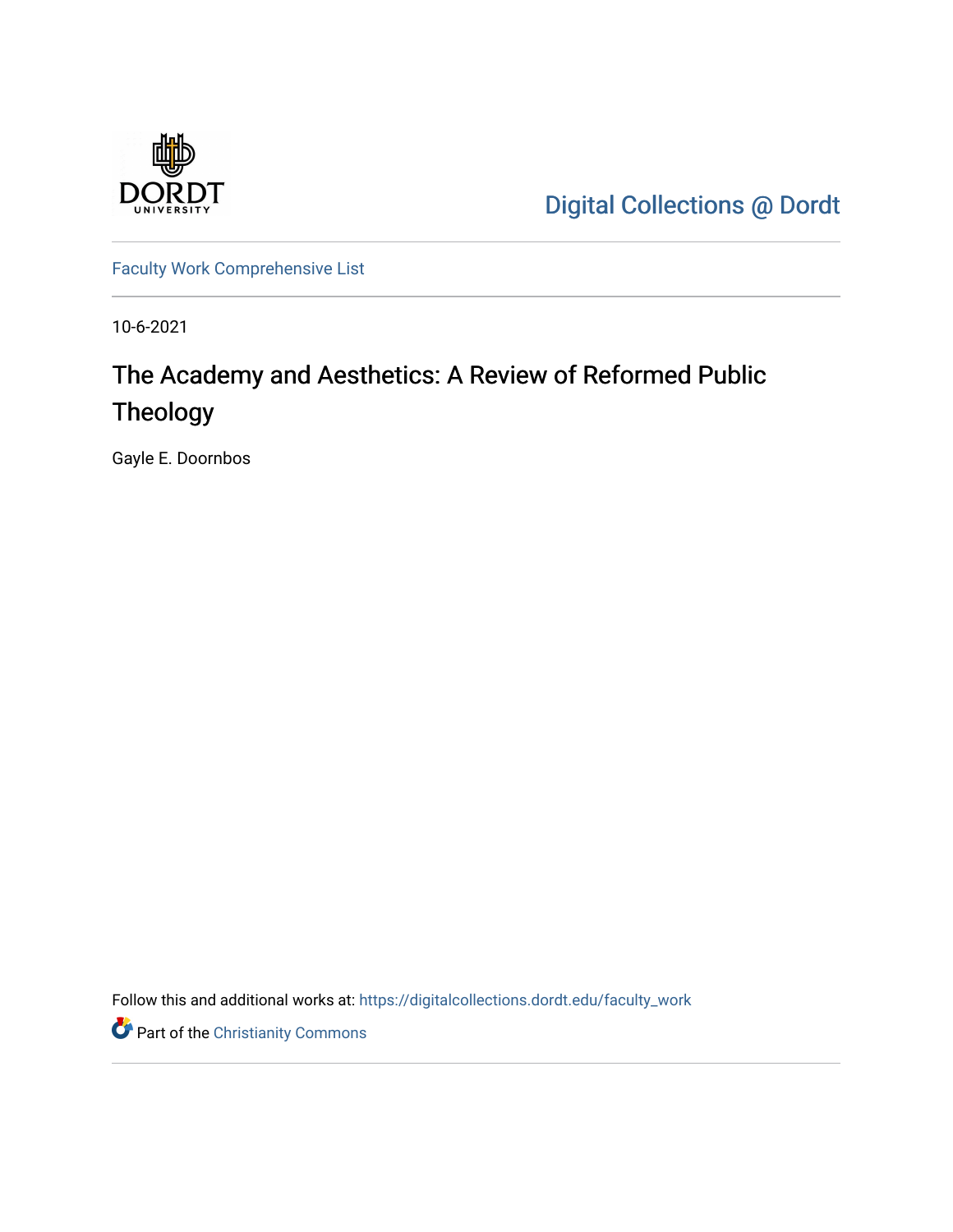Digital Collections @ Dordt

Faculty Work Comprehensive List

10-6-2021

# The Academy and Aesthetics: A Review of Reformed Public Theology

Gayle E. Doornbos

Follow this and additional works at: https://digitalcollections.dordt.edu/faculty_work

Part of the Christianity Commons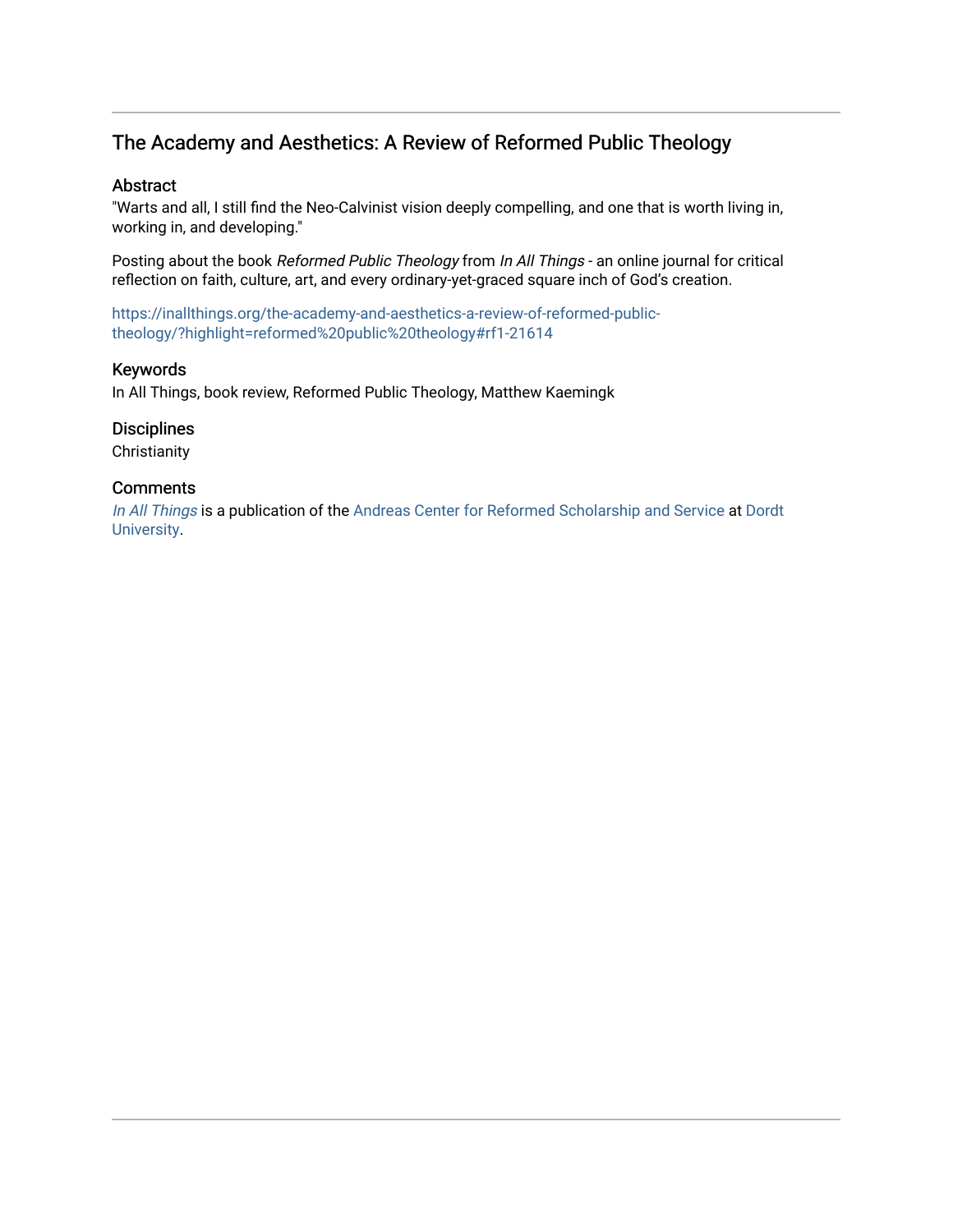## The Academy and Aesthetics: A Review of Reformed Public Theology

### Abstract

"Warts and all, I still find the Neo-Calvinist vision deeply compelling, and one that is worth living in, working in, and developing."

Posting about the book *Reformed Public Theology* from *In All Things* - an online journal for critical reflection on faith, culture, art, and every ordinary-yet-graced square inch of God's creation.

https://inallthings.org/the-academy-and-aesthetics-a-review-of-reformed-public-theology/?highlight=reformed%20public%20theology#rf1-21614

### Keywords

In All Things, book review, Reformed Public Theology, Matthew Kaemingk

### Disciplines

Christianity

### Comments

*In All Things* is a publication of the Andreas Center for Reformed Scholarship and Service at Dordt University.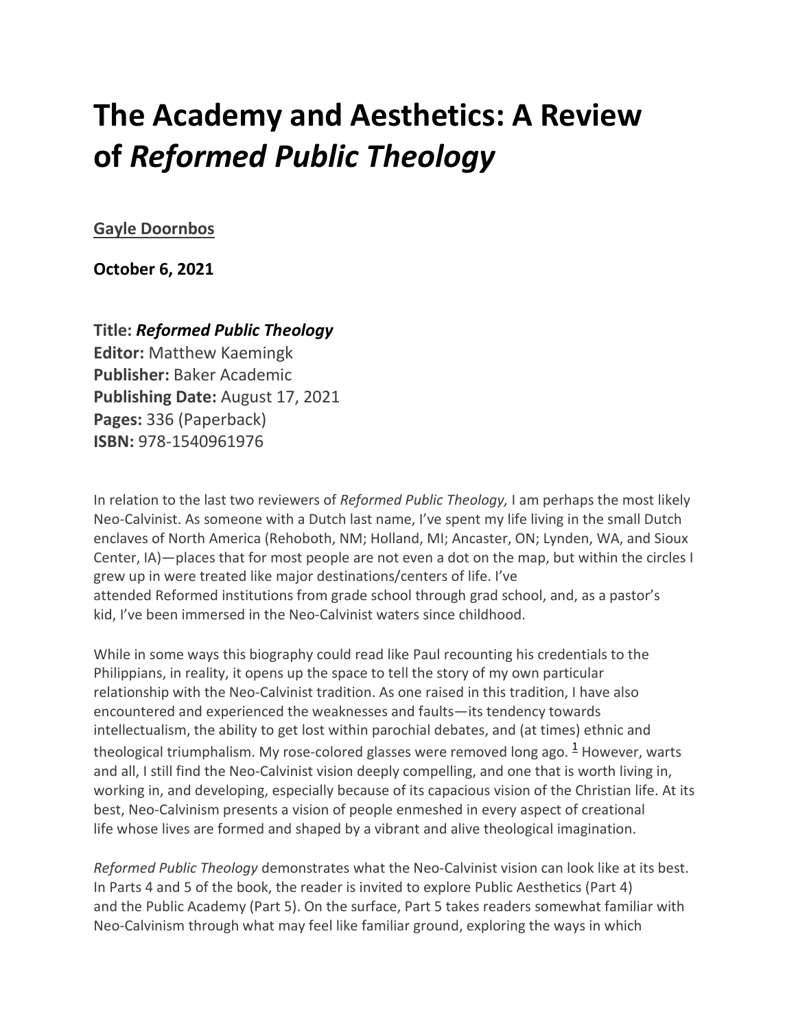# The Academy and Aesthetics: A Review of *Reformed Public Theology*

Gayle Doornbos

**October 6, 2021**

**Title:** ***Reformed Public Theology***
**Editor:** Matthew Kaemingk
**Publisher:** Baker Academic
**Publishing Date:** August 17, 2021
**Pages:** 336 (Paperback)
**ISBN:** 978-1540961976

In relation to the last two reviewers of *Reformed Public Theology,* I am perhaps the most likely Neo-Calvinist. As someone with a Dutch last name, I've spent my life living in the small Dutch enclaves of North America (Rehoboth, NM; Holland, MI; Ancaster, ON; Lynden, WA, and Sioux Center, IA)—places that for most people are not even a dot on the map, but within the circles I grew up in were treated like major destinations/centers of life. I've attended Reformed institutions from grade school through grad school, and, as a pastor's kid, I've been immersed in the Neo-Calvinist waters since childhood.

While in some ways this biography could read like Paul recounting his credentials to the Philippians, in reality, it opens up the space to tell the story of my own particular relationship with the Neo-Calvinist tradition. As one raised in this tradition, I have also encountered and experienced the weaknesses and faults—its tendency towards intellectualism, the ability to get lost within parochial debates, and (at times) ethnic and theological triumphalism. My rose-colored glasses were removed long ago. [1] However, warts and all, I still find the Neo-Calvinist vision deeply compelling, and one that is worth living in, working in, and developing, especially because of its capacious vision of the Christian life. At its best, Neo-Calvinism presents a vision of people enmeshed in every aspect of creational life whose lives are formed and shaped by a vibrant and alive theological imagination.

*Reformed Public Theology* demonstrates what the Neo-Calvinist vision can look like at its best. In Parts 4 and 5 of the book, the reader is invited to explore Public Aesthetics (Part 4) and the Public Academy (Part 5). On the surface, Part 5 takes readers somewhat familiar with Neo-Calvinism through what may feel like familiar ground, exploring the ways in which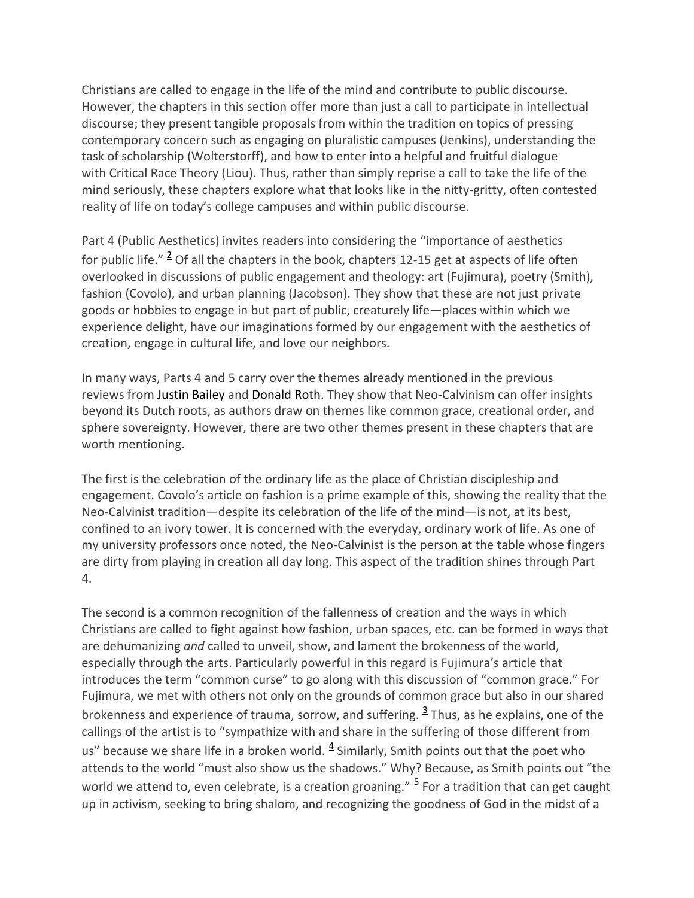Christians are called to engage in the life of the mind and contribute to public discourse. However, the chapters in this section offer more than just a call to participate in intellectual discourse; they present tangible proposals from within the tradition on topics of pressing contemporary concern such as engaging on pluralistic campuses (Jenkins), understanding the task of scholarship (Wolterstorff), and how to enter into a helpful and fruitful dialogue with Critical Race Theory (Liou). Thus, rather than simply reprise a call to take the life of the mind seriously, these chapters explore what that looks like in the nitty-gritty, often contested reality of life on today's college campuses and within public discourse.

Part 4 (Public Aesthetics) invites readers into considering the "importance of aesthetics for public life." [2] Of all the chapters in the book, chapters 12-15 get at aspects of life often overlooked in discussions of public engagement and theology: art (Fujimura), poetry (Smith), fashion (Covolo), and urban planning (Jacobson). They show that these are not just private goods or hobbies to engage in but part of public, creaturely life—places within which we experience delight, have our imaginations formed by our engagement with the aesthetics of creation, engage in cultural life, and love our neighbors.

In many ways, Parts 4 and 5 carry over the themes already mentioned in the previous reviews from Justin Bailey and Donald Roth. They show that Neo-Calvinism can offer insights beyond its Dutch roots, as authors draw on themes like common grace, creational order, and sphere sovereignty. However, there are two other themes present in these chapters that are worth mentioning.

The first is the celebration of the ordinary life as the place of Christian discipleship and engagement. Covolo's article on fashion is a prime example of this, showing the reality that the Neo-Calvinist tradition—despite its celebration of the life of the mind—is not, at its best, confined to an ivory tower. It is concerned with the everyday, ordinary work of life. As one of my university professors once noted, the Neo-Calvinist is the person at the table whose fingers are dirty from playing in creation all day long. This aspect of the tradition shines through Part 4.

The second is a common recognition of the fallenness of creation and the ways in which Christians are called to fight against how fashion, urban spaces, etc. can be formed in ways that are dehumanizing *and* called to unveil, show, and lament the brokenness of the world, especially through the arts. Particularly powerful in this regard is Fujimura's article that introduces the term "common curse" to go along with this discussion of "common grace." For Fujimura, we met with others not only on the grounds of common grace but also in our shared brokenness and experience of trauma, sorrow, and suffering. [3] Thus, as he explains, one of the callings of the artist is to "sympathize with and share in the suffering of those different from us" because we share life in a broken world. [4] Similarly, Smith points out that the poet who attends to the world "must also show us the shadows." Why? Because, as Smith points out "the world we attend to, even celebrate, is a creation groaning." [5] For a tradition that can get caught up in activism, seeking to bring shalom, and recognizing the goodness of God in the midst of a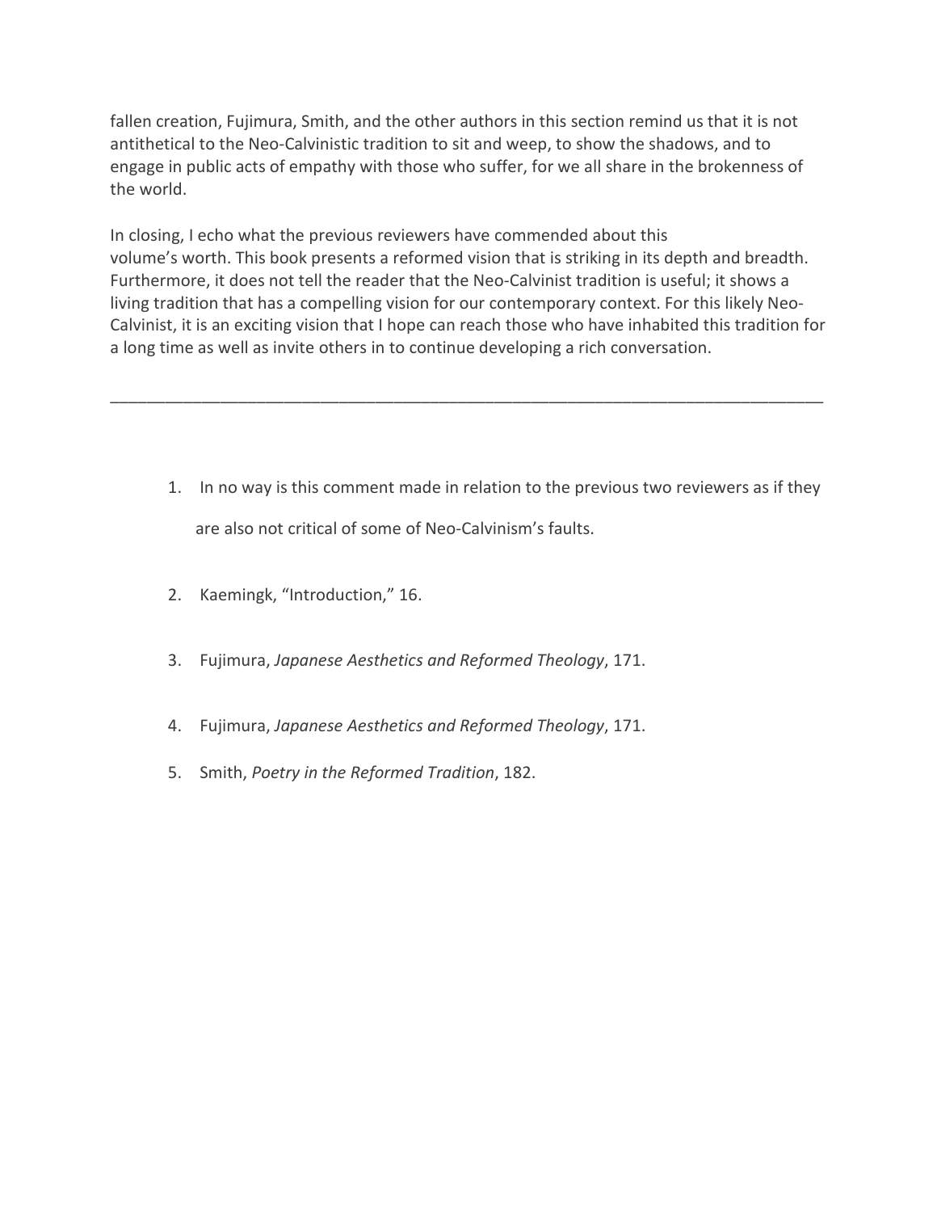fallen creation, Fujimura, Smith, and the other authors in this section remind us that it is not antithetical to the Neo-Calvinistic tradition to sit and weep, to show the shadows, and to engage in public acts of empathy with those who suffer, for we all share in the brokenness of the world.

In closing, I echo what the previous reviewers have commended about this volume's worth. This book presents a reformed vision that is striking in its depth and breadth. Furthermore, it does not tell the reader that the Neo-Calvinist tradition is useful; it shows a living tradition that has a compelling vision for our contemporary context. For this likely Neo-Calvinist, it is an exciting vision that I hope can reach those who have inhabited this tradition for a long time as well as invite others in to continue developing a rich conversation.

---

1. In no way is this comment made in relation to the previous two reviewers as if they are also not critical of some of Neo-Calvinism's faults.
2. Kaemingk, "Introduction," 16.
3. Fujimura, *Japanese Aesthetics and Reformed Theology*, 171.
4. Fujimura, *Japanese Aesthetics and Reformed Theology*, 171.
5. Smith, *Poetry in the Reformed Tradition*, 182.